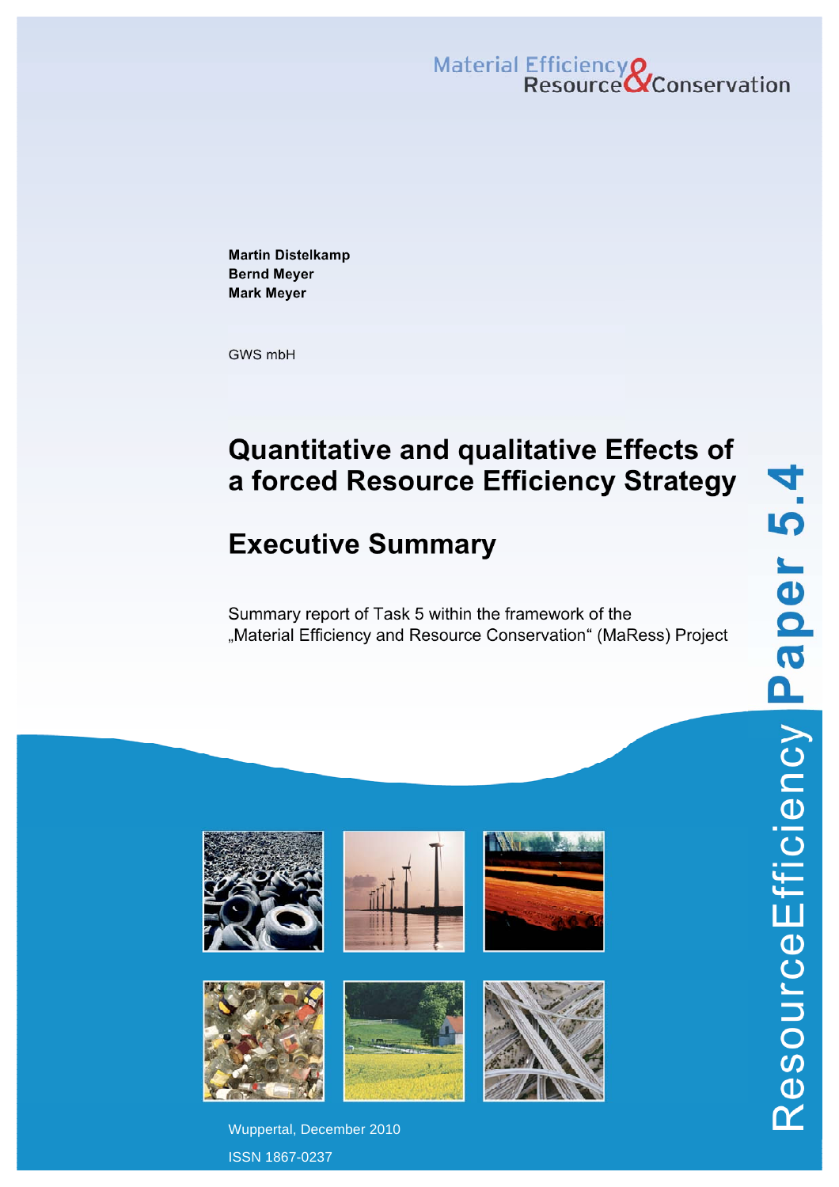Material Efficiency & Resource Conservation

**Martin Distelkamp**
**Bernd Meyer**
**Mark Meyer**

GWS mbH

# Quantitative and qualitative Effects of a forced Resource Efficiency Strategy

## Executive Summary

Summary report of Task 5 within the framework of the „Material Efficiency and Resource Conservation“ (MaRess) Project

ResourceEfficiency Paper 5.4

Wuppertal, December 2010

ISSN 1867-0237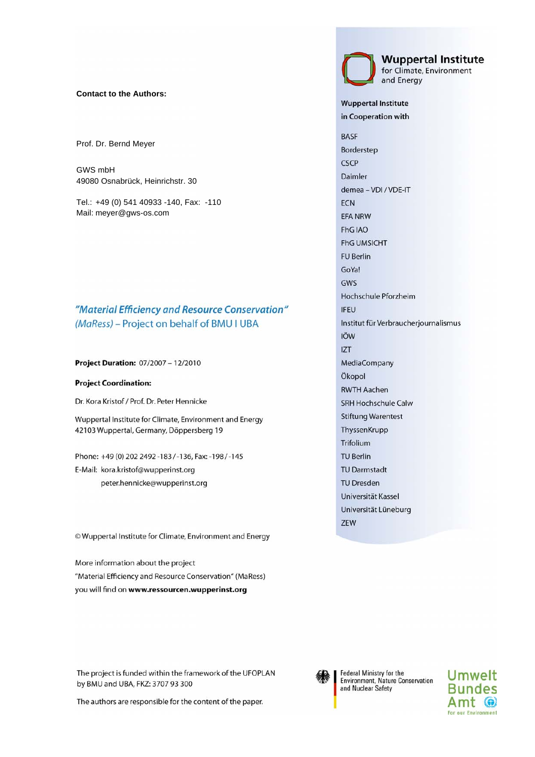**Contact to the Authors:**

Prof. Dr. Bernd Meyer

GWS mbH
49080 Osnabrück, Heinrichstr. 30

Tel.: +49 (0) 541 40933 -140, Fax: -110
Mail: meyer@gws-os.com

## *"Material Efficiency and Resource Conservation"* *(MaRess)* – Project on behalf of BMU I UBA

**Project Duration:** 07/2007 – 12/2010

**Project Coordination:**

Dr. Kora Kristof / Prof. Dr. Peter Hennicke

Wuppertal Institute for Climate, Environment and Energy
42103 Wuppertal, Germany, Döppersberg 19

Phone: +49 (0) 202 2492 -183 / -136, Fax: -198 / -145
E-Mail: kora.kristof@wupperinst.org
peter.hennicke@wupperinst.org

© Wuppertal Institute for Climate, Environment and Energy

More information about the project
"Material Efficiency and Resource Conservation" (MaRess)
you will find on **www.ressourcen.wupperinst.org**

**Wuppertal Institute**
for Climate, Environment and Energy

**Wuppertal Institute in Cooperation with**

BASF
Borderstep
CSCP
Daimler
demea – VDI / VDE-IT
ECN
EFA NRW
FhG IAO
FhG UMSICHT
FU Berlin
GoYa!
GWS
Hochschule Pforzheim
IFEU
Institut für Verbraucherjournalismus
IÖW
IZT
MediaCompany
Ökopol
RWTH Aachen
SRH Hochschule Calw
Stiftung Warentest
ThyssenKrupp
Trifolium
TU Berlin
TU Darmstadt
TU Dresden
Universität Kassel
Universität Lüneburg
ZEW

The project is funded within the framework of the UFOPLAN by BMU and UBA, FKZ: 3707 93 300

The authors are responsible for the content of the paper.

Federal Ministry for the Environment, Nature Conservation and Nuclear Safety

Umwelt Bundes Amt – For our Environment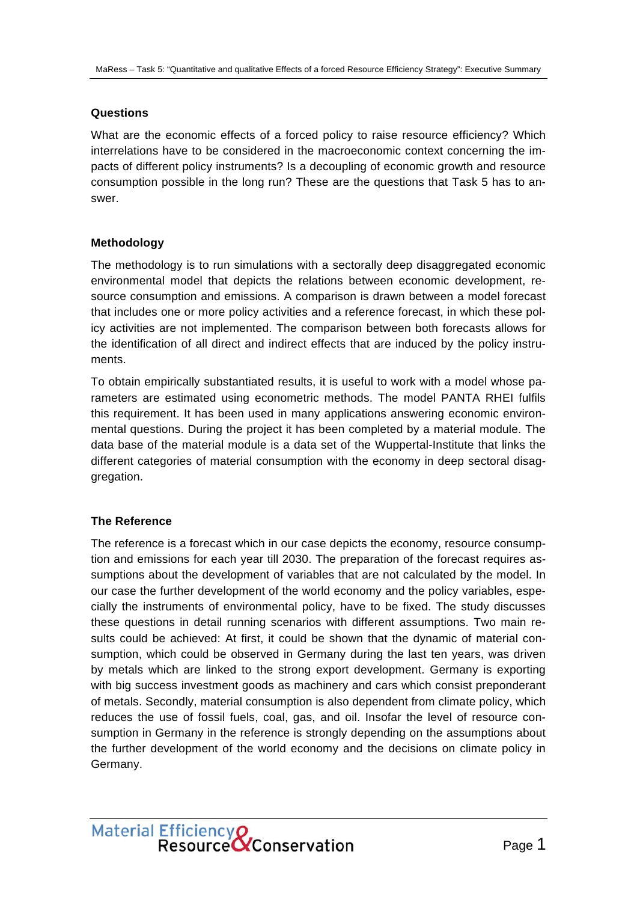### Questions

What are the economic effects of a forced policy to raise resource efficiency? Which interrelations have to be considered in the macroeconomic context concerning the impacts of different policy instruments? Is a decoupling of economic growth and resource consumption possible in the long run? These are the questions that Task 5 has to answer.

### Methodology

The methodology is to run simulations with a sectorally deep disaggregated economic environmental model that depicts the relations between economic development, resource consumption and emissions. A comparison is drawn between a model forecast that includes one or more policy activities and a reference forecast, in which these policy activities are not implemented. The comparison between both forecasts allows for the identification of all direct and indirect effects that are induced by the policy instruments.

To obtain empirically substantiated results, it is useful to work with a model whose parameters are estimated using econometric methods. The model PANTA RHEI fulfils this requirement. It has been used in many applications answering economic environmental questions. During the project it has been completed by a material module. The data base of the material module is a data set of the Wuppertal-Institute that links the different categories of material consumption with the economy in deep sectoral disaggregation.

### The Reference

The reference is a forecast which in our case depicts the economy, resource consumption and emissions for each year till 2030. The preparation of the forecast requires assumptions about the development of variables that are not calculated by the model. In our case the further development of the world economy and the policy variables, especially the instruments of environmental policy, have to be fixed. The study discusses these questions in detail running scenarios with different assumptions. Two main results could be achieved: At first, it could be shown that the dynamic of material consumption, which could be observed in Germany during the last ten years, was driven by metals which are linked to the strong export development. Germany is exporting with big success investment goods as machinery and cars which consist preponderant of metals. Secondly, material consumption is also dependent from climate policy, which reduces the use of fossil fuels, coal, gas, and oil. Insofar the level of resource consumption in Germany in the reference is strongly depending on the assumptions about the further development of the world economy and the decisions on climate policy in Germany.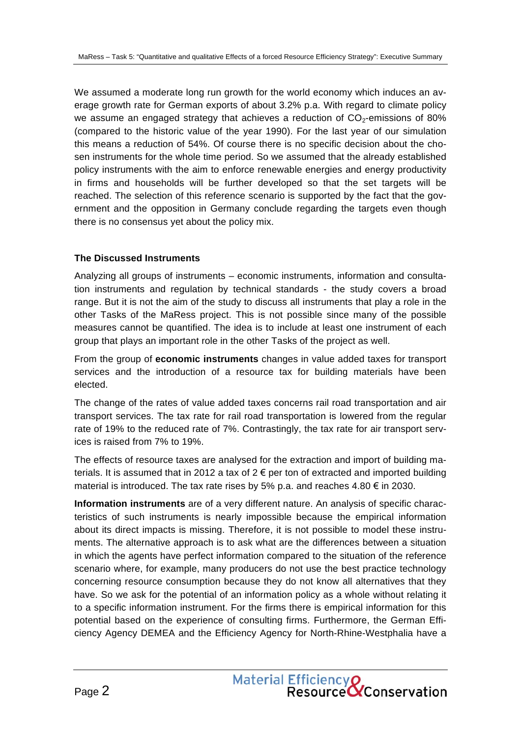We assumed a moderate long run growth for the world economy which induces an average growth rate for German exports of about 3.2% p.a. With regard to climate policy we assume an engaged strategy that achieves a reduction of $CO_2$-emissions of 80% (compared to the historic value of the year 1990). For the last year of our simulation this means a reduction of 54%. Of course there is no specific decision about the chosen instruments for the whole time period. So we assumed that the already established policy instruments with the aim to enforce renewable energies and energy productivity in firms and households will be further developed so that the set targets will be reached. The selection of this reference scenario is supported by the fact that the government and the opposition in Germany conclude regarding the targets even though there is no consensus yet about the policy mix.

### The Discussed Instruments

Analyzing all groups of instruments – economic instruments, information and consultation instruments and regulation by technical standards - the study covers a broad range. But it is not the aim of the study to discuss all instruments that play a role in the other Tasks of the MaRess project. This is not possible since many of the possible measures cannot be quantified. The idea is to include at least one instrument of each group that plays an important role in the other Tasks of the project as well.

From the group of **economic instruments** changes in value added taxes for transport services and the introduction of a resource tax for building materials have been elected.

The change of the rates of value added taxes concerns rail road transportation and air transport services. The tax rate for rail road transportation is lowered from the regular rate of 19% to the reduced rate of 7%. Contrastingly, the tax rate for air transport services is raised from 7% to 19%.

The effects of resource taxes are analysed for the extraction and import of building materials. It is assumed that in 2012 a tax of 2 € per ton of extracted and imported building material is introduced. The tax rate rises by 5% p.a. and reaches 4.80 € in 2030.

**Information instruments** are of a very different nature. An analysis of specific characteristics of such instruments is nearly impossible because the empirical information about its direct impacts is missing. Therefore, it is not possible to model these instruments. The alternative approach is to ask what are the differences between a situation in which the agents have perfect information compared to the situation of the reference scenario where, for example, many producers do not use the best practice technology concerning resource consumption because they do not know all alternatives that they have. So we ask for the potential of an information policy as a whole without relating it to a specific information instrument. For the firms there is empirical information for this potential based on the experience of consulting firms. Furthermore, the German Efficiency Agency DEMEA and the Efficiency Agency for North-Rhine-Westphalia have a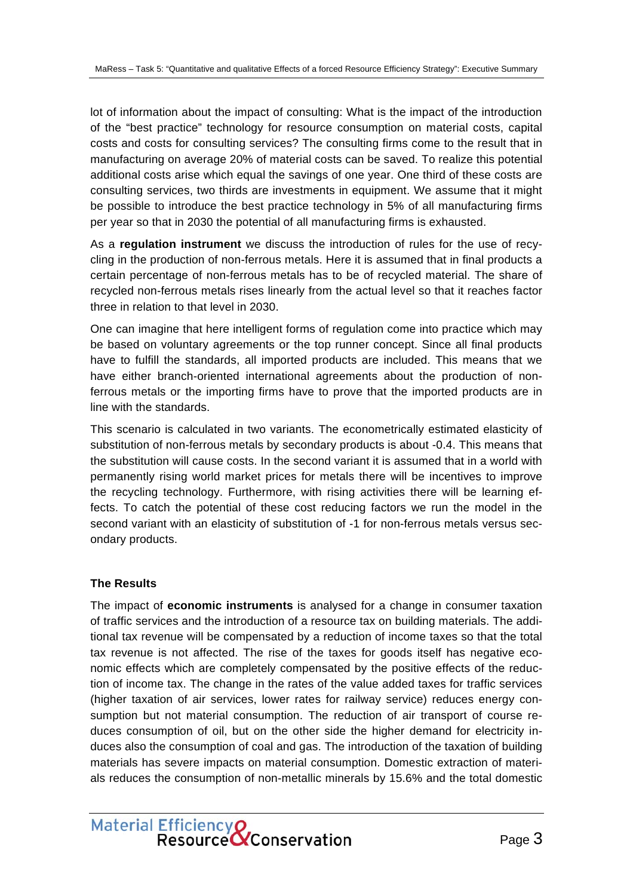lot of information about the impact of consulting: What is the impact of the introduction of the "best practice" technology for resource consumption on material costs, capital costs and costs for consulting services? The consulting firms come to the result that in manufacturing on average 20% of material costs can be saved. To realize this potential additional costs arise which equal the savings of one year. One third of these costs are consulting services, two thirds are investments in equipment. We assume that it might be possible to introduce the best practice technology in 5% of all manufacturing firms per year so that in 2030 the potential of all manufacturing firms is exhausted.

As a **regulation instrument** we discuss the introduction of rules for the use of recycling in the production of non-ferrous metals. Here it is assumed that in final products a certain percentage of non-ferrous metals has to be of recycled material. The share of recycled non-ferrous metals rises linearly from the actual level so that it reaches factor three in relation to that level in 2030.

One can imagine that here intelligent forms of regulation come into practice which may be based on voluntary agreements or the top runner concept. Since all final products have to fulfill the standards, all imported products are included. This means that we have either branch-oriented international agreements about the production of non-ferrous metals or the importing firms have to prove that the imported products are in line with the standards.

This scenario is calculated in two variants. The econometrically estimated elasticity of substitution of non-ferrous metals by secondary products is about -0.4. This means that the substitution will cause costs. In the second variant it is assumed that in a world with permanently rising world market prices for metals there will be incentives to improve the recycling technology. Furthermore, with rising activities there will be learning effects. To catch the potential of these cost reducing factors we run the model in the second variant with an elasticity of substitution of -1 for non-ferrous metals versus secondary products.

### The Results

The impact of **economic instruments** is analysed for a change in consumer taxation of traffic services and the introduction of a resource tax on building materials. The additional tax revenue will be compensated by a reduction of income taxes so that the total tax revenue is not affected. The rise of the taxes for goods itself has negative economic effects which are completely compensated by the positive effects of the reduction of income tax. The change in the rates of the value added taxes for traffic services (higher taxation of air services, lower rates for railway service) reduces energy consumption but not material consumption. The reduction of air transport of course reduces consumption of oil, but on the other side the higher demand for electricity induces also the consumption of coal and gas. The introduction of the taxation of building materials has severe impacts on material consumption. Domestic extraction of materials reduces the consumption of non-metallic minerals by 15.6% and the total domestic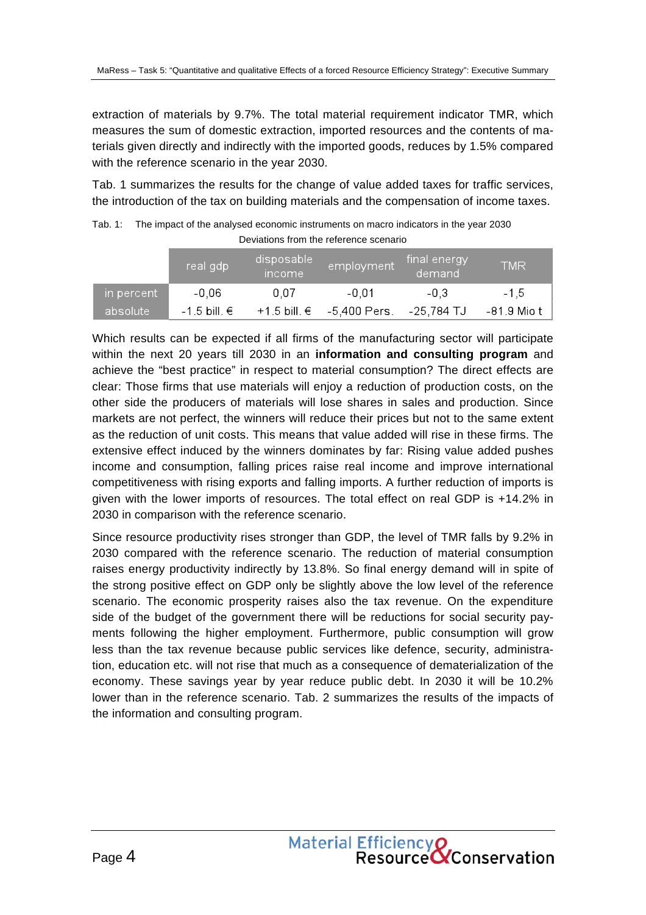extraction of materials by 9.7%. The total material requirement indicator TMR, which measures the sum of domestic extraction, imported resources and the contents of materials given directly and indirectly with the imported goods, reduces by 1.5% compared with the reference scenario in the year 2030.

Tab. 1 summarizes the results for the change of value added taxes for traffic services, the introduction of the tax on building materials and the compensation of income taxes.

Tab. 1: The impact of the analysed economic instruments on macro indicators in the year 2030
Deviations from the reference scenario

| | real gdp | disposable income | employment | final energy demand | TMR |
|---|---|---|---|---|---|
| in percent | -0,06 | 0,07 | -0,01 | -0,3 | -1,5 |
| absolute | -1.5 bill. € | +1.5 bill. € | -5,400 Pers. | -25,784 TJ | -81.9 Mio t |

Which results can be expected if all firms of the manufacturing sector will participate within the next 20 years till 2030 in an **information and consulting program** and achieve the "best practice" in respect to material consumption? The direct effects are clear: Those firms that use materials will enjoy a reduction of production costs, on the other side the producers of materials will lose shares in sales and production. Since markets are not perfect, the winners will reduce their prices but not to the same extent as the reduction of unit costs. This means that value added will rise in these firms. The extensive effect induced by the winners dominates by far: Rising value added pushes income and consumption, falling prices raise real income and improve international competitiveness with rising exports and falling imports. A further reduction of imports is given with the lower imports of resources. The total effect on real GDP is +14.2% in 2030 in comparison with the reference scenario.

Since resource productivity rises stronger than GDP, the level of TMR falls by 9.2% in 2030 compared with the reference scenario. The reduction of material consumption raises energy productivity indirectly by 13.8%. So final energy demand will in spite of the strong positive effect on GDP only be slightly above the low level of the reference scenario. The economic prosperity raises also the tax revenue. On the expenditure side of the budget of the government there will be reductions for social security payments following the higher employment. Furthermore, public consumption will grow less than the tax revenue because public services like defence, security, administration, education etc. will not rise that much as a consequence of dematerialization of the economy. These savings year by year reduce public debt. In 2030 it will be 10.2% lower than in the reference scenario. Tab. 2 summarizes the results of the impacts of the information and consulting program.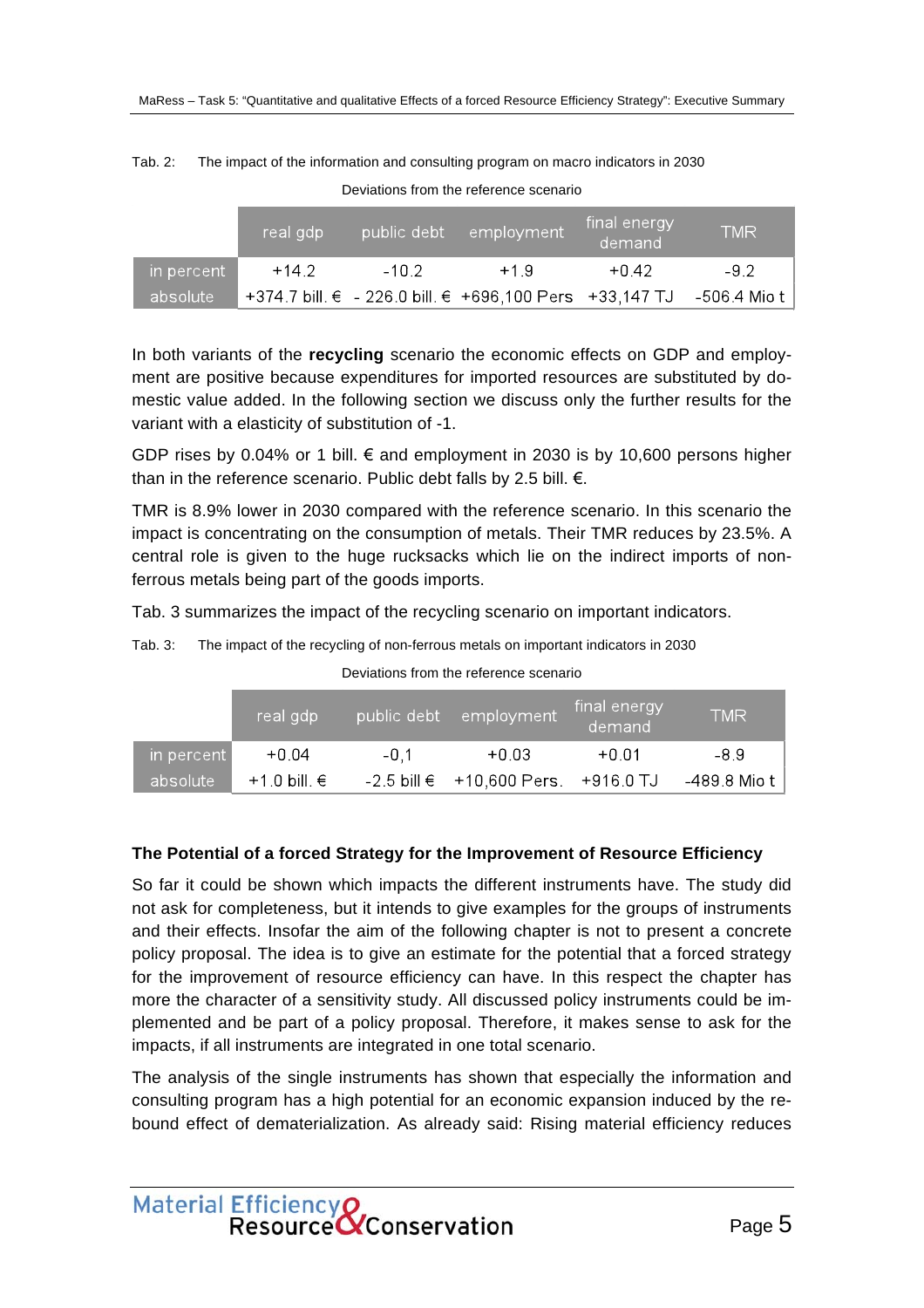Tab. 2: The impact of the information and consulting program on macro indicators in 2030

Deviations from the reference scenario

| | real gdp | public debt | employment | final energy demand | TMR |
|---|---|---|---|---|---|
| in percent | +14.2 | -10.2 | +1.9 | +0.42 | -9.2 |
| absolute | +374.7 bill. € | - 226.0 bill. € | +696,100 Pers | +33,147 TJ | -506.4 Mio t |

In both variants of the **recycling** scenario the economic effects on GDP and employment are positive because expenditures for imported resources are substituted by domestic value added. In the following section we discuss only the further results for the variant with a elasticity of substitution of -1.

GDP rises by 0.04% or 1 bill. € and employment in 2030 is by 10,600 persons higher than in the reference scenario. Public debt falls by 2.5 bill. €.

TMR is 8.9% lower in 2030 compared with the reference scenario. In this scenario the impact is concentrating on the consumption of metals. Their TMR reduces by 23.5%. A central role is given to the huge rucksacks which lie on the indirect imports of non-ferrous metals being part of the goods imports.

Tab. 3 summarizes the impact of the recycling scenario on important indicators.

Tab. 3: The impact of the recycling of non-ferrous metals on important indicators in 2030

Deviations from the reference scenario

| | real gdp | public debt | employment | final energy demand | TMR |
|---|---|---|---|---|---|
| in percent | +0.04 | -0,1 | +0.03 | +0.01 | -8.9 |
| absolute | +1.0 bill. € | -2.5 bill € | +10,600 Pers. | +916.0 TJ | -489.8 Mio t |

**The Potential of a forced Strategy for the Improvement of Resource Efficiency**

So far it could be shown which impacts the different instruments have. The study did not ask for completeness, but it intends to give examples for the groups of instruments and their effects. Insofar the aim of the following chapter is not to present a concrete policy proposal. The idea is to give an estimate for the potential that a forced strategy for the improvement of resource efficiency can have. In this respect the chapter has more the character of a sensitivity study. All discussed policy instruments could be implemented and be part of a policy proposal. Therefore, it makes sense to ask for the impacts, if all instruments are integrated in one total scenario.

The analysis of the single instruments has shown that especially the information and consulting program has a high potential for an economic expansion induced by the rebound effect of dematerialization. As already said: Rising material efficiency reduces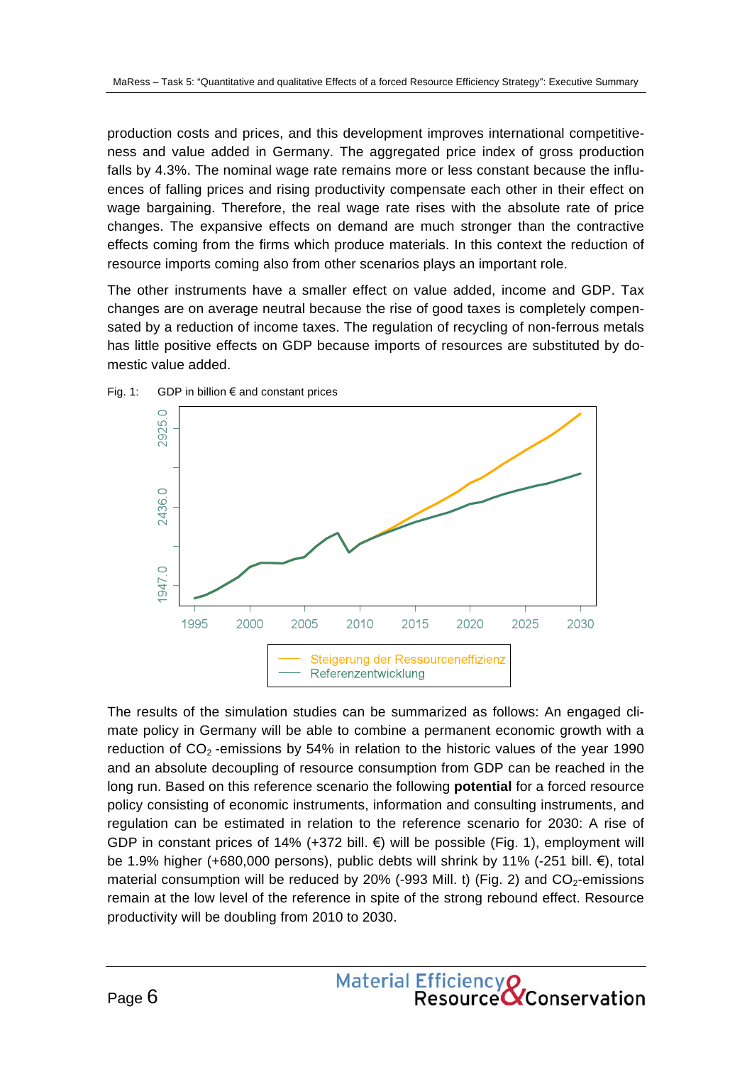production costs and prices, and this development improves international competitiveness and value added in Germany. The aggregated price index of gross production falls by 4.3%. The nominal wage rate remains more or less constant because the influences of falling prices and rising productivity compensate each other in their effect on wage bargaining. Therefore, the real wage rate rises with the absolute rate of price changes. The expansive effects on demand are much stronger than the contractive effects coming from the firms which produce materials. In this context the reduction of resource imports coming also from other scenarios plays an important role.

The other instruments have a smaller effect on value added, income and GDP. Tax changes are on average neutral because the rise of good taxes is completely compensated by a reduction of income taxes. The regulation of recycling of non-ferrous metals has little positive effects on GDP because imports of resources are substituted by domestic value added.

Fig. 1: GDP in billion € and constant prices

The results of the simulation studies can be summarized as follows: An engaged climate policy in Germany will be able to combine a permanent economic growth with a reduction of $CO_2$ -emissions by 54% in relation to the historic values of the year 1990 and an absolute decoupling of resource consumption from GDP can be reached in the long run. Based on this reference scenario the following **potential** for a forced resource policy consisting of economic instruments, information and consulting instruments, and regulation can be estimated in relation to the reference scenario for 2030: A rise of GDP in constant prices of 14% (+372 bill. €) will be possible (Fig. 1), employment will be 1.9% higher (+680,000 persons), public debts will shrink by 11% (-251 bill. €), total material consumption will be reduced by 20% (-993 Mill. t) (Fig. 2) and $CO_2$-emissions remain at the low level of the reference in spite of the strong rebound effect. Resource productivity will be doubling from 2010 to 2030.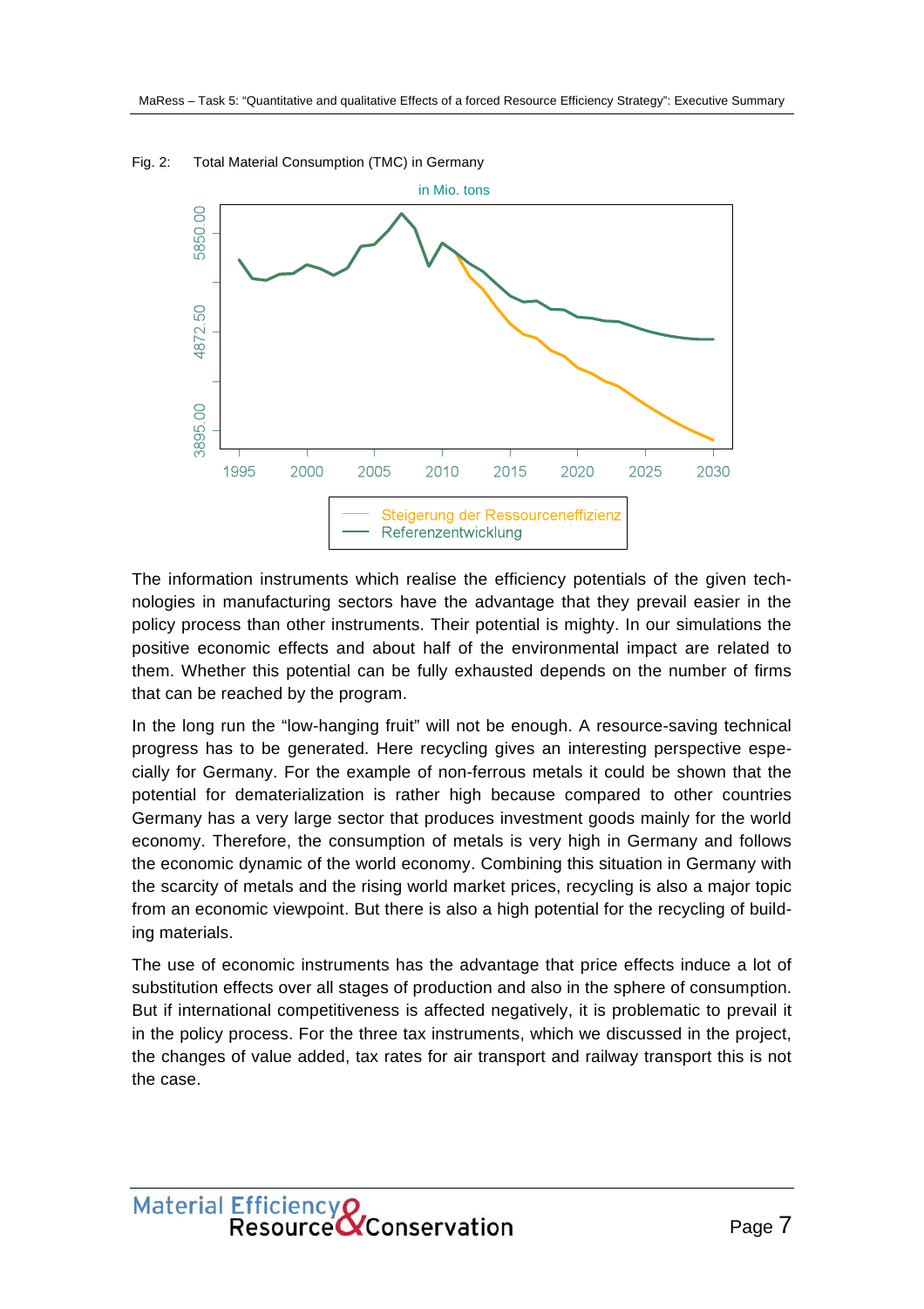Fig. 2: Total Material Consumption (TMC) in Germany

in Mio. tons

5850.00

4872.50

3895.00

1995 2000 2005 2010 2015 2020 2025 2030

Steigerung der Ressourceneffizienz

Referenzentwicklung

The information instruments which realise the efficiency potentials of the given technologies in manufacturing sectors have the advantage that they prevail easier in the policy process than other instruments. Their potential is mighty. In our simulations the positive economic effects and about half of the environmental impact are related to them. Whether this potential can be fully exhausted depends on the number of firms that can be reached by the program.

In the long run the "low-hanging fruit" will not be enough. A resource-saving technical progress has to be generated. Here recycling gives an interesting perspective especially for Germany. For the example of non-ferrous metals it could be shown that the potential for dematerialization is rather high because compared to other countries Germany has a very large sector that produces investment goods mainly for the world economy. Therefore, the consumption of metals is very high in Germany and follows the economic dynamic of the world economy. Combining this situation in Germany with the scarcity of metals and the rising world market prices, recycling is also a major topic from an economic viewpoint. But there is also a high potential for the recycling of building materials.

The use of economic instruments has the advantage that price effects induce a lot of substitution effects over all stages of production and also in the sphere of consumption. But if international competitiveness is affected negatively, it is problematic to prevail it in the policy process. For the three tax instruments, which we discussed in the project, the changes of value added, tax rates for air transport and railway transport this is not the case.